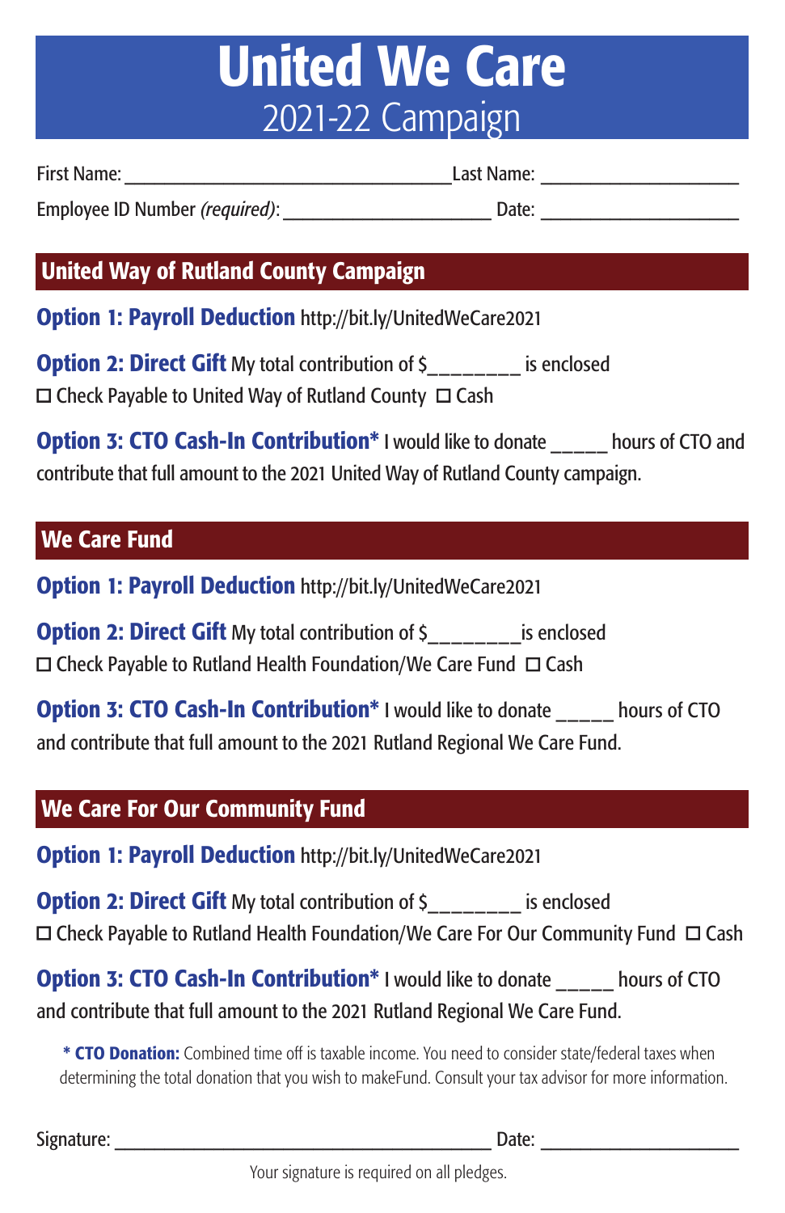# United We Care

## 2021-22 Campaign

First Name: ________________________________ Last Name: ____________________

Employee ID Number *(required)*: ____________________ Date: ____________________

## United Way of Rutland County Campaign

**Option 1: Payroll Deduction** http://bit.ly/UnitedWeCare2021

**Option 2: Direct Gift** My total contribution of $________ is enclosed

☐ Check Payable to United Way of Rutland County ☐ Cash

**Option 3: CTO Cash-In Contribution*** I would like to donate _____ hours of CTO and contribute that full amount to the 2021 United Way of Rutland County campaign.

## We Care Fund

**Option 1: Payroll Deduction** http://bit.ly/UnitedWeCare2021

**Option 2: Direct Gift** My total contribution of $________is enclosed

☐ Check Payable to Rutland Health Foundation/We Care Fund ☐ Cash

**Option 3: CTO Cash-In Contribution*** I would like to donate _____ hours of CTO and contribute that full amount to the 2021 Rutland Regional We Care Fund.

## We Care For Our Community Fund

**Option 1: Payroll Deduction** http://bit.ly/UnitedWeCare2021

**Option 2: Direct Gift** My total contribution of $________ is enclosed

☐ Check Payable to Rutland Health Foundation/We Care For Our Community Fund ☐ Cash

**Option 3: CTO Cash-In Contribution*** I would like to donate _____ hours of CTO and contribute that full amount to the 2021 Rutland Regional We Care Fund.

**\* CTO Donation:** Combined time off is taxable income. You need to consider state/federal taxes when determining the total donation that you wish to makeFund. Consult your tax advisor for more information.

Signature: ________________________________________ Date: ____________________

Your signature is required on all pledges.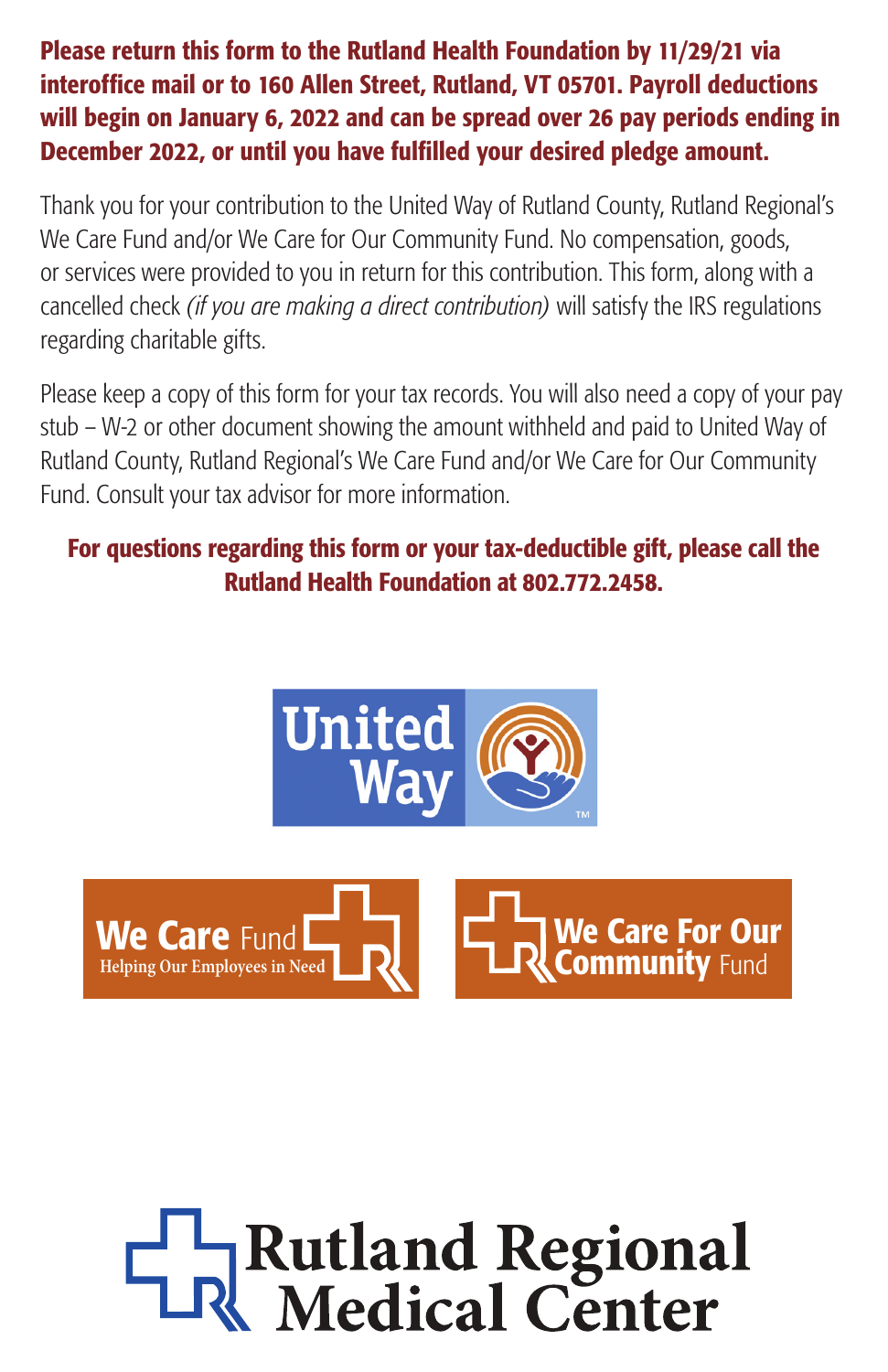**Please return this form to the Rutland Health Foundation by 11/29/21 via interoffice mail or to 160 Allen Street, Rutland, VT 05701. Payroll deductions will begin on January 6, 2022 and can be spread over 26 pay periods ending in December 2022, or until you have fulfilled your desired pledge amount.**

Thank you for your contribution to the United Way of Rutland County, Rutland Regional's We Care Fund and/or We Care for Our Community Fund. No compensation, goods, or services were provided to you in return for this contribution. This form, along with a cancelled check *(if you are making a direct contribution)* will satisfy the IRS regulations regarding charitable gifts.

Please keep a copy of this form for your tax records. You will also need a copy of your pay stub – W-2 or other document showing the amount withheld and paid to United Way of Rutland County, Rutland Regional's We Care Fund and/or We Care for Our Community Fund. Consult your tax advisor for more information.

**For questions regarding this form or your tax-deductible gift, please call the Rutland Health Foundation at 802.772.2458.**

United Way

We Care Fund
Helping Our Employees in Need

We Care For Our Community Fund

Rutland Regional Medical Center